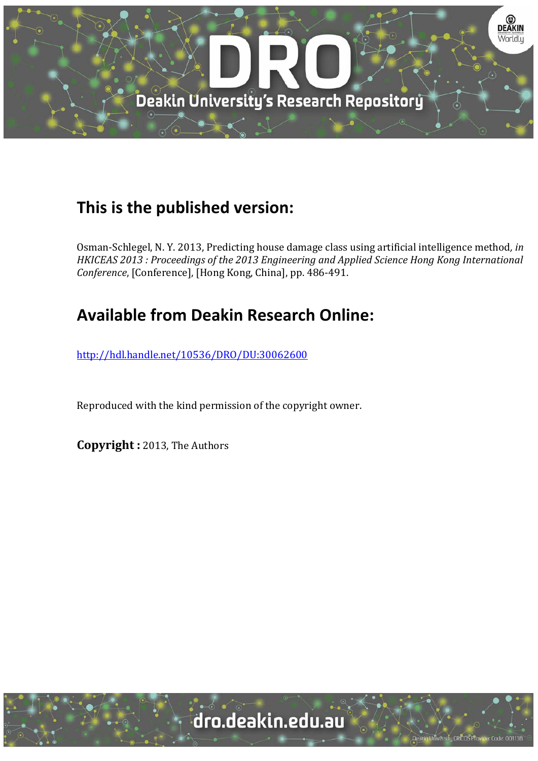## This is the published version:

Osman-Schlegel, N. Y. 2013, Predicting house damage class using artificial intelligence method, *in HKICEAS 2013 : Proceedings of the 2013 Engineering and Applied Science Hong Kong International Conference*, [Conference], [Hong Kong, China], pp. 486-491.

## Available from Deakin Research Online:

http://hdl.handle.net/10536/DRO/DU:30062600

Reproduced with the kind permission of the copyright owner.

**Copyright :** 2013, The Authors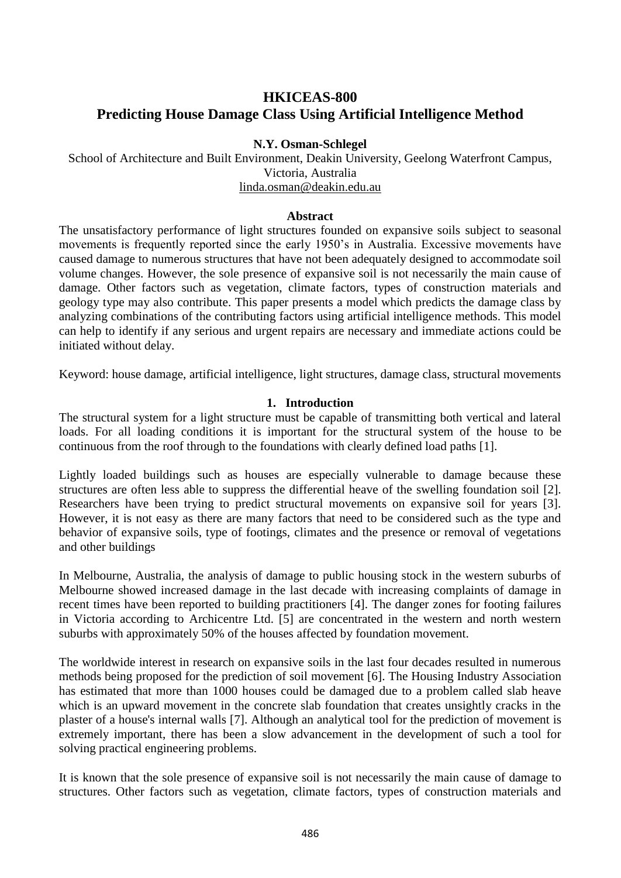# HKICEAS-800

# Predicting House Damage Class Using Artificial Intelligence Method

**N.Y. Osman-Schlegel**

School of Architecture and Built Environment, Deakin University, Geelong Waterfront Campus, Victoria, Australia

linda.osman@deakin.edu.au

## Abstract

The unsatisfactory performance of light structures founded on expansive soils subject to seasonal movements is frequently reported since the early 1950's in Australia. Excessive movements have caused damage to numerous structures that have not been adequately designed to accommodate soil volume changes. However, the sole presence of expansive soil is not necessarily the main cause of damage. Other factors such as vegetation, climate factors, types of construction materials and geology type may also contribute. This paper presents a model which predicts the damage class by analyzing combinations of the contributing factors using artificial intelligence methods. This model can help to identify if any serious and urgent repairs are necessary and immediate actions could be initiated without delay.

Keyword: house damage, artificial intelligence, light structures, damage class, structural movements

## 1. Introduction

The structural system for a light structure must be capable of transmitting both vertical and lateral loads. For all loading conditions it is important for the structural system of the house to be continuous from the roof through to the foundations with clearly defined load paths [1].

Lightly loaded buildings such as houses are especially vulnerable to damage because these structures are often less able to suppress the differential heave of the swelling foundation soil [2]. Researchers have been trying to predict structural movements on expansive soil for years [3]. However, it is not easy as there are many factors that need to be considered such as the type and behavior of expansive soils, type of footings, climates and the presence or removal of vegetations and other buildings

In Melbourne, Australia, the analysis of damage to public housing stock in the western suburbs of Melbourne showed increased damage in the last decade with increasing complaints of damage in recent times have been reported to building practitioners [4]. The danger zones for footing failures in Victoria according to Archicentre Ltd. [5] are concentrated in the western and north western suburbs with approximately 50% of the houses affected by foundation movement.

The worldwide interest in research on expansive soils in the last four decades resulted in numerous methods being proposed for the prediction of soil movement [6]. The Housing Industry Association has estimated that more than 1000 houses could be damaged due to a problem called slab heave which is an upward movement in the concrete slab foundation that creates unsightly cracks in the plaster of a house's internal walls [7]. Although an analytical tool for the prediction of movement is extremely important, there has been a slow advancement in the development of such a tool for solving practical engineering problems.

It is known that the sole presence of expansive soil is not necessarily the main cause of damage to structures. Other factors such as vegetation, climate factors, types of construction materials and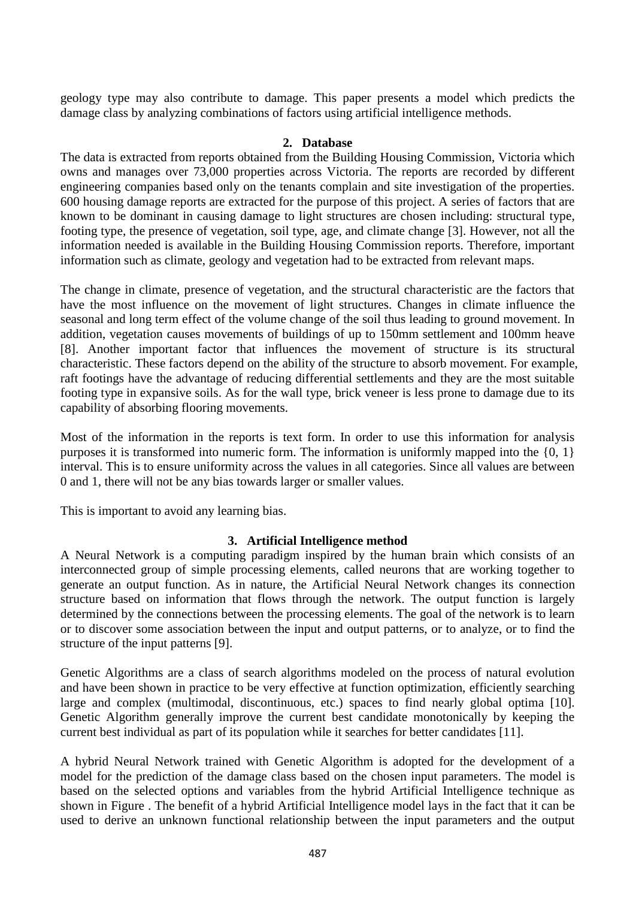geology type may also contribute to damage. This paper presents a model which predicts the damage class by analyzing combinations of factors using artificial intelligence methods.

## 2. Database

The data is extracted from reports obtained from the Building Housing Commission, Victoria which owns and manages over 73,000 properties across Victoria. The reports are recorded by different engineering companies based only on the tenants complain and site investigation of the properties. 600 housing damage reports are extracted for the purpose of this project. A series of factors that are known to be dominant in causing damage to light structures are chosen including: structural type, footing type, the presence of vegetation, soil type, age, and climate change [3]. However, not all the information needed is available in the Building Housing Commission reports. Therefore, important information such as climate, geology and vegetation had to be extracted from relevant maps.

The change in climate, presence of vegetation, and the structural characteristic are the factors that have the most influence on the movement of light structures. Changes in climate influence the seasonal and long term effect of the volume change of the soil thus leading to ground movement. In addition, vegetation causes movements of buildings of up to 150mm settlement and 100mm heave [8]. Another important factor that influences the movement of structure is its structural characteristic. These factors depend on the ability of the structure to absorb movement. For example, raft footings have the advantage of reducing differential settlements and they are the most suitable footing type in expansive soils. As for the wall type, brick veneer is less prone to damage due to its capability of absorbing flooring movements.

Most of the information in the reports is text form. In order to use this information for analysis purposes it is transformed into numeric form. The information is uniformly mapped into the {0, 1} interval. This is to ensure uniformity across the values in all categories. Since all values are between 0 and 1, there will not be any bias towards larger or smaller values.

This is important to avoid any learning bias.

## 3. Artificial Intelligence method

A Neural Network is a computing paradigm inspired by the human brain which consists of an interconnected group of simple processing elements, called neurons that are working together to generate an output function. As in nature, the Artificial Neural Network changes its connection structure based on information that flows through the network. The output function is largely determined by the connections between the processing elements. The goal of the network is to learn or to discover some association between the input and output patterns, or to analyze, or to find the structure of the input patterns [9].

Genetic Algorithms are a class of search algorithms modeled on the process of natural evolution and have been shown in practice to be very effective at function optimization, efficiently searching large and complex (multimodal, discontinuous, etc.) spaces to find nearly global optima [10]. Genetic Algorithm generally improve the current best candidate monotonically by keeping the current best individual as part of its population while it searches for better candidates [11].

A hybrid Neural Network trained with Genetic Algorithm is adopted for the development of a model for the prediction of the damage class based on the chosen input parameters. The model is based on the selected options and variables from the hybrid Artificial Intelligence technique as shown in Figure . The benefit of a hybrid Artificial Intelligence model lays in the fact that it can be used to derive an unknown functional relationship between the input parameters and the output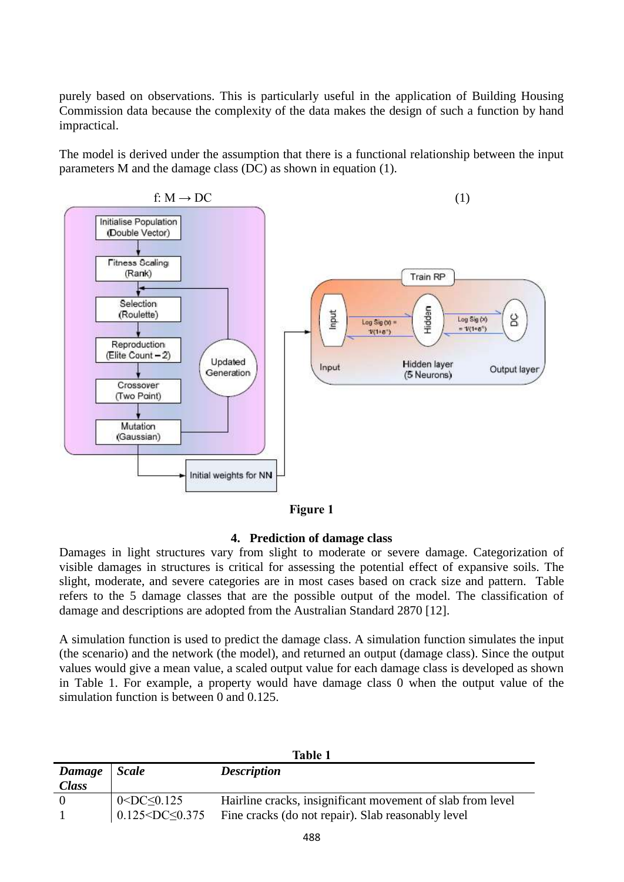purely based on observations. This is particularly useful in the application of Building Housing Commission data because the complexity of the data makes the design of such a function by hand impractical.

The model is derived under the assumption that there is a functional relationship between the input parameters M and the damage class (DC) as shown in equation (1).

$$f: M \rightarrow DC \tag{1}$$

**Figure 1**

## 4. Prediction of damage class

Damages in light structures vary from slight to moderate or severe damage. Categorization of visible damages in structures is critical for assessing the potential effect of expansive soils. The slight, moderate, and severe categories are in most cases based on crack size and pattern. Table refers to the 5 damage classes that are the possible output of the model. The classification of damage and descriptions are adopted from the Australian Standard 2870 [12].

A simulation function is used to predict the damage class. A simulation function simulates the input (the scenario) and the network (the model), and returned an output (damage class). Since the output values would give a mean value, a scaled output value for each damage class is developed as shown in Table 1. For example, a property would have damage class 0 when the output value of the simulation function is between 0 and 0.125.

**Table 1**

| *Damage Class* | *Scale* | *Description* |
|---|---|---|
| 0 | $0<DC\leq0.125$ | Hairline cracks, insignificant movement of slab from level |
| 1 | $0.125<DC\leq0.375$ | Fine cracks (do not repair). Slab reasonably level |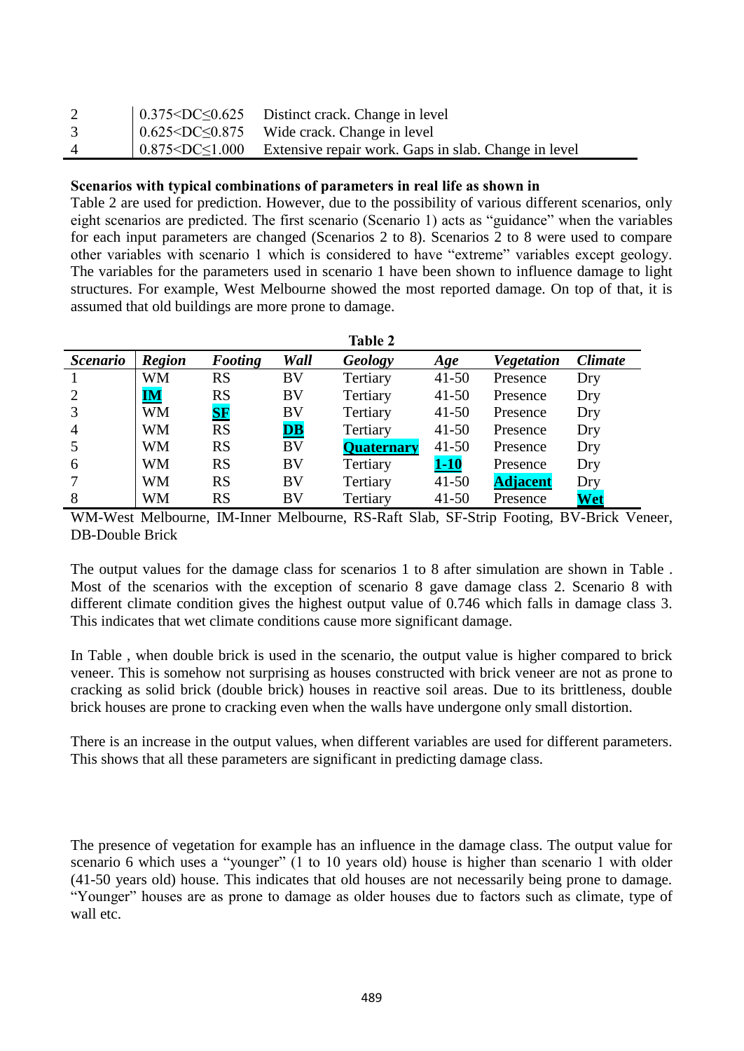| 2 | 0.375<DC≤0.625 | Distinct crack. Change in level |
|---|---|---|
| 3 | 0.625<DC≤0.875 | Wide crack. Change in level |
| 4 | 0.875<DC≤1.000 | Extensive repair work. Gaps in slab. Change in level |

**Scenarios with typical combinations of parameters in real life as shown in**
Table 2 are used for prediction. However, due to the possibility of various different scenarios, only eight scenarios are predicted. The first scenario (Scenario 1) acts as "guidance" when the variables for each input parameters are changed (Scenarios 2 to 8). Scenarios 2 to 8 were used to compare other variables with scenario 1 which is considered to have "extreme" variables except geology. The variables for the parameters used in scenario 1 have been shown to influence damage to light structures. For example, West Melbourne showed the most reported damage. On top of that, it is assumed that old buildings are more prone to damage.

**Table 2**

| *Scenario* | *Region* | *Footing* | *Wall* | *Geology* | *Age* | *Vegetation* | *Climate* |
|---|---|---|---|---|---|---|---|
| 1 | WM | RS | BV | Tertiary | 41-50 | Presence | Dry |
| 2 | **IM** | RS | BV | Tertiary | 41-50 | Presence | Dry |
| 3 | WM | **SF** | BV | Tertiary | 41-50 | Presence | Dry |
| 4 | WM | RS | **DB** | Tertiary | 41-50 | Presence | Dry |
| 5 | WM | RS | BV | **Quaternary** | 41-50 | Presence | Dry |
| 6 | WM | RS | BV | Tertiary | **1-10** | Presence | Dry |
| 7 | WM | RS | BV | Tertiary | 41-50 | **Adjacent** | Dry |
| 8 | WM | RS | BV | Tertiary | 41-50 | Presence | **Wet** |

WM-West Melbourne, IM-Inner Melbourne, RS-Raft Slab, SF-Strip Footing, BV-Brick Veneer, DB-Double Brick

The output values for the damage class for scenarios 1 to 8 after simulation are shown in Table . Most of the scenarios with the exception of scenario 8 gave damage class 2. Scenario 8 with different climate condition gives the highest output value of 0.746 which falls in damage class 3. This indicates that wet climate conditions cause more significant damage.

In Table , when double brick is used in the scenario, the output value is higher compared to brick veneer. This is somehow not surprising as houses constructed with brick veneer are not as prone to cracking as solid brick (double brick) houses in reactive soil areas. Due to its brittleness, double brick houses are prone to cracking even when the walls have undergone only small distortion.

There is an increase in the output values, when different variables are used for different parameters. This shows that all these parameters are significant in predicting damage class.

The presence of vegetation for example has an influence in the damage class. The output value for scenario 6 which uses a "younger" (1 to 10 years old) house is higher than scenario 1 with older (41-50 years old) house. This indicates that old houses are not necessarily being prone to damage. "Younger" houses are as prone to damage as older houses due to factors such as climate, type of wall etc.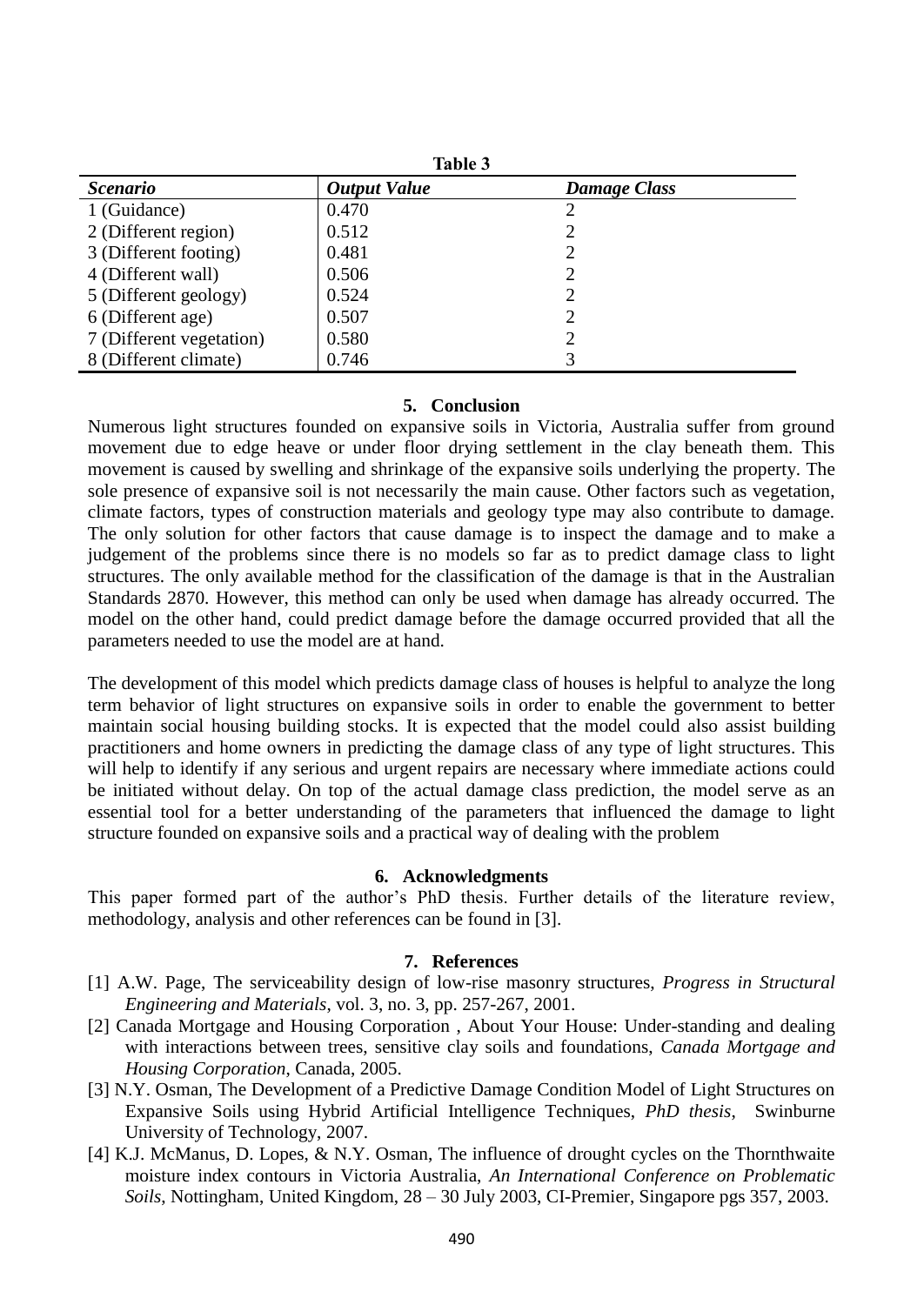**Table 3**

| *Scenario* | *Output Value* | *Damage Class* |
|---|---|---|
| 1 (Guidance) | 0.470 | 2 |
| 2 (Different region) | 0.512 | 2 |
| 3 (Different footing) | 0.481 | 2 |
| 4 (Different wall) | 0.506 | 2 |
| 5 (Different geology) | 0.524 | 2 |
| 6 (Different age) | 0.507 | 2 |
| 7 (Different vegetation) | 0.580 | 2 |
| 8 (Different climate) | 0.746 | 3 |

## 5. Conclusion

Numerous light structures founded on expansive soils in Victoria, Australia suffer from ground movement due to edge heave or under floor drying settlement in the clay beneath them. This movement is caused by swelling and shrinkage of the expansive soils underlying the property. The sole presence of expansive soil is not necessarily the main cause. Other factors such as vegetation, climate factors, types of construction materials and geology type may also contribute to damage. The only solution for other factors that cause damage is to inspect the damage and to make a judgement of the problems since there is no models so far as to predict damage class to light structures. The only available method for the classification of the damage is that in the Australian Standards 2870. However, this method can only be used when damage has already occurred. The model on the other hand, could predict damage before the damage occurred provided that all the parameters needed to use the model are at hand.

The development of this model which predicts damage class of houses is helpful to analyze the long term behavior of light structures on expansive soils in order to enable the government to better maintain social housing building stocks. It is expected that the model could also assist building practitioners and home owners in predicting the damage class of any type of light structures. This will help to identify if any serious and urgent repairs are necessary where immediate actions could be initiated without delay. On top of the actual damage class prediction, the model serve as an essential tool for a better understanding of the parameters that influenced the damage to light structure founded on expansive soils and a practical way of dealing with the problem

## 6. Acknowledgments

This paper formed part of the author's PhD thesis. Further details of the literature review, methodology, analysis and other references can be found in [3].

## 7. References

[1] A.W. Page, The serviceability design of low-rise masonry structures, *Progress in Structural Engineering and Materials*, vol. 3, no. 3, pp. 257-267, 2001.

[2] Canada Mortgage and Housing Corporation , About Your House: Under-standing and dealing with interactions between trees, sensitive clay soils and foundations, *Canada Mortgage and Housing Corporation*, Canada, 2005.

[3] N.Y. Osman, The Development of a Predictive Damage Condition Model of Light Structures on Expansive Soils using Hybrid Artificial Intelligence Techniques, *PhD thesis*, Swinburne University of Technology, 2007.

[4] K.J. McManus, D. Lopes, & N.Y. Osman, The influence of drought cycles on the Thornthwaite moisture index contours in Victoria Australia, *An International Conference on Problematic Soils*, Nottingham, United Kingdom, 28 – 30 July 2003, CI-Premier, Singapore pgs 357, 2003.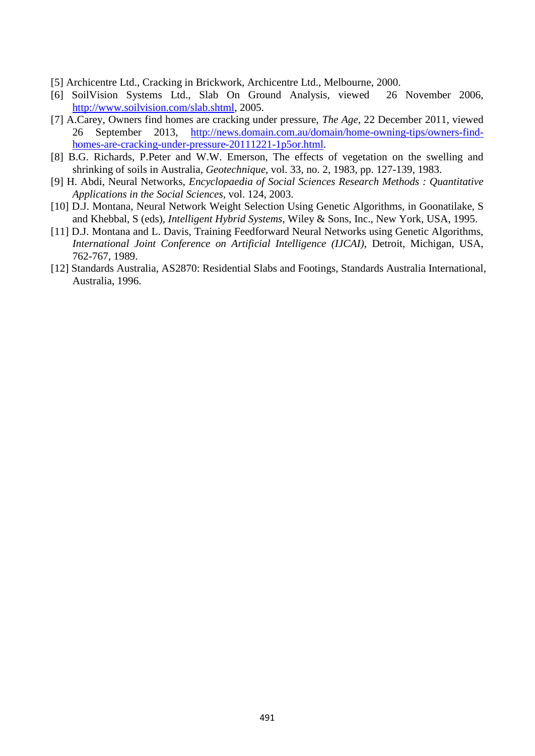[5] Archicentre Ltd., Cracking in Brickwork, Archicentre Ltd., Melbourne, 2000.

[6] SoilVision Systems Ltd., Slab On Ground Analysis, viewed 26 November 2006, http://www.soilvision.com/slab.shtml, 2005.

[7] A.Carey, Owners find homes are cracking under pressure, *The Age*, 22 December 2011, viewed 26 September 2013, http://news.domain.com.au/domain/home-owning-tips/owners-find-homes-are-cracking-under-pressure-20111221-1p5or.html.

[8] B.G. Richards, P.Peter and W.W. Emerson, The effects of vegetation on the swelling and shrinking of soils in Australia, *Geotechnique*, vol. 33, no. 2, 1983, pp. 127-139, 1983.

[9] H. Abdi, Neural Networks, *Encyclopaedia of Social Sciences Research Methods : Quantitative Applications in the Social Sciences*, vol. 124, 2003.

[10] D.J. Montana, Neural Network Weight Selection Using Genetic Algorithms, in Goonatilake, S and Khebbal, S (eds), *Intelligent Hybrid Systems*, Wiley & Sons, Inc., New York, USA, 1995.

[11] D.J. Montana and L. Davis, Training Feedforward Neural Networks using Genetic Algorithms, *International Joint Conference on Artificial Intelligence (IJCAI)*, Detroit, Michigan, USA, 762-767, 1989.

[12] Standards Australia, AS2870: Residential Slabs and Footings, Standards Australia International, Australia, 1996.